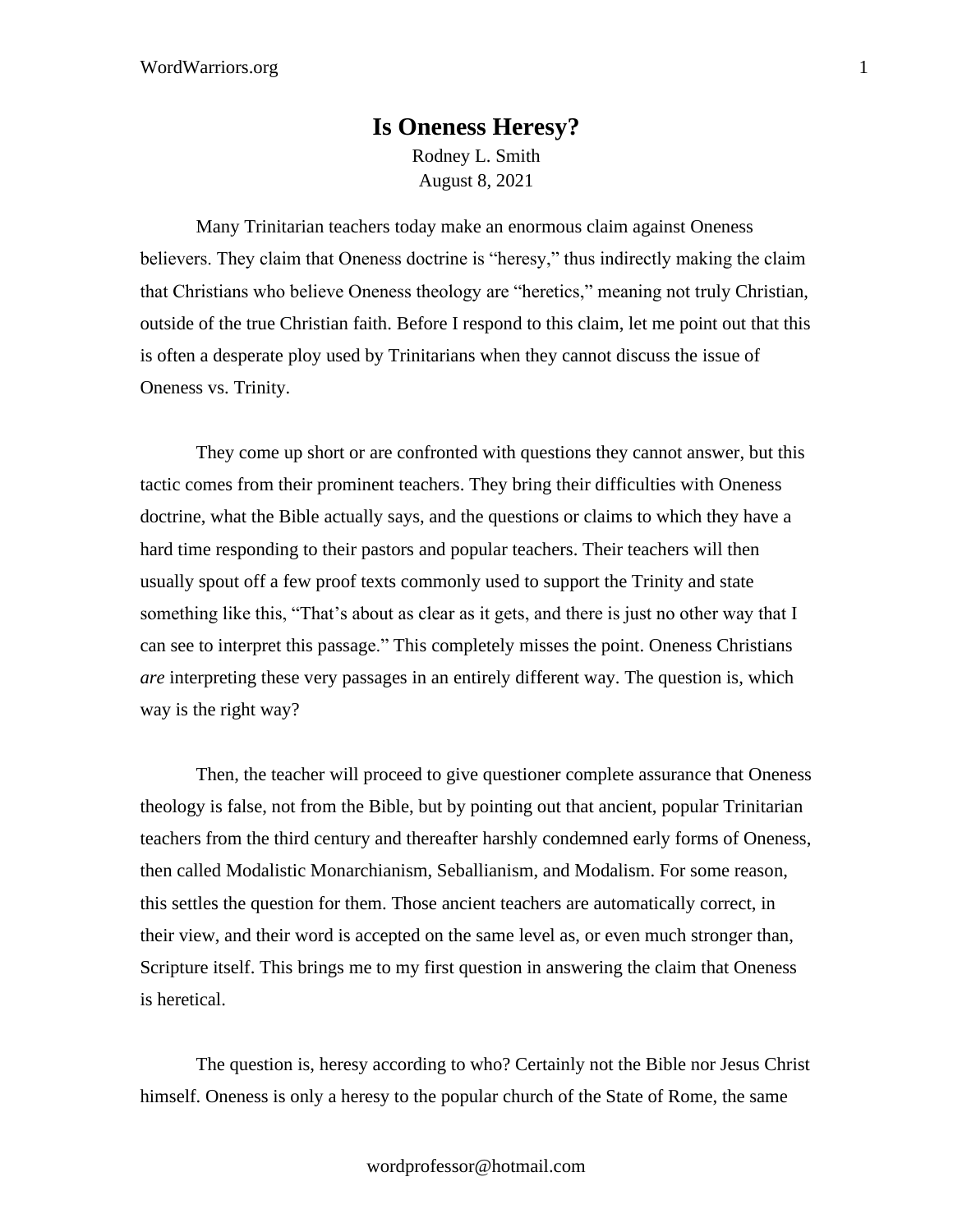# Is Oneness Heresy?

Rodney L. Smith

August 8, 2021

Many Trinitarian teachers today make an enormous claim against Oneness believers. They claim that Oneness doctrine is "heresy," thus indirectly making the claim that Christians who believe Oneness theology are "heretics," meaning not truly Christian, outside of the true Christian faith. Before I respond to this claim, let me point out that this is often a desperate ploy used by Trinitarians when they cannot discuss the issue of Oneness vs. Trinity.

They come up short or are confronted with questions they cannot answer, but this tactic comes from their prominent teachers. They bring their difficulties with Oneness doctrine, what the Bible actually says, and the questions or claims to which they have a hard time responding to their pastors and popular teachers. Their teachers will then usually spout off a few proof texts commonly used to support the Trinity and state something like this, "That's about as clear as it gets, and there is just no other way that I can see to interpret this passage." This completely misses the point. Oneness Christians *are* interpreting these very passages in an entirely different way. The question is, which way is the right way?

Then, the teacher will proceed to give questioner complete assurance that Oneness theology is false, not from the Bible, but by pointing out that ancient, popular Trinitarian teachers from the third century and thereafter harshly condemned early forms of Oneness, then called Modalistic Monarchianism, Seballianism, and Modalism. For some reason, this settles the question for them. Those ancient teachers are automatically correct, in their view, and their word is accepted on the same level as, or even much stronger than, Scripture itself. This brings me to my first question in answering the claim that Oneness is heretical.

The question is, heresy according to who? Certainly not the Bible nor Jesus Christ himself. Oneness is only a heresy to the popular church of the State of Rome, the same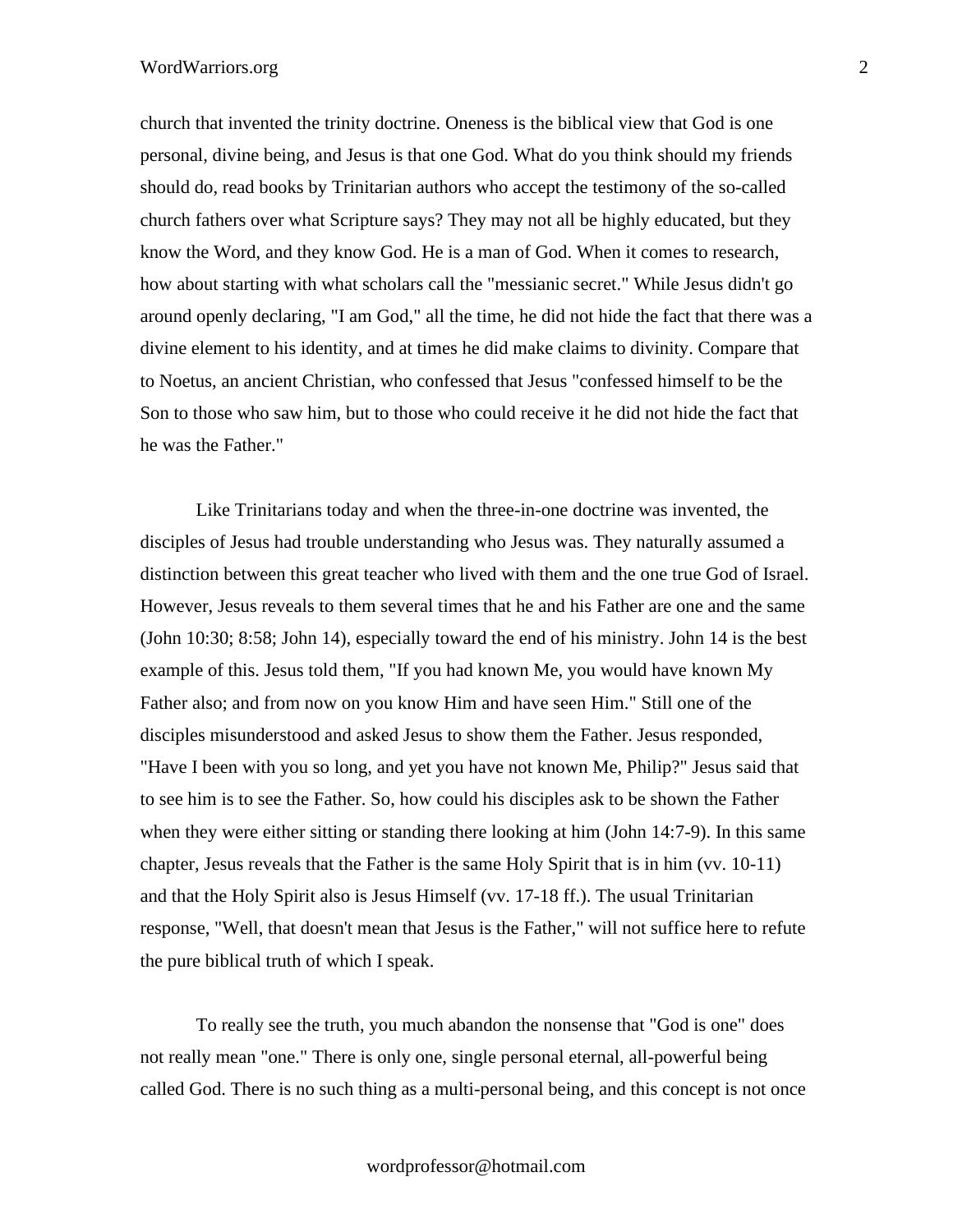church that invented the trinity doctrine. Oneness is the biblical view that God is one personal, divine being, and Jesus is that one God. What do you think should my friends should do, read books by Trinitarian authors who accept the testimony of the so-called church fathers over what Scripture says? They may not all be highly educated, but they know the Word, and they know God. He is a man of God. When it comes to research, how about starting with what scholars call the "messianic secret." While Jesus didn't go around openly declaring, "I am God," all the time, he did not hide the fact that there was a divine element to his identity, and at times he did make claims to divinity. Compare that to Noetus, an ancient Christian, who confessed that Jesus "confessed himself to be the Son to those who saw him, but to those who could receive it he did not hide the fact that he was the Father."

Like Trinitarians today and when the three-in-one doctrine was invented, the disciples of Jesus had trouble understanding who Jesus was. They naturally assumed a distinction between this great teacher who lived with them and the one true God of Israel. However, Jesus reveals to them several times that he and his Father are one and the same (John 10:30; 8:58; John 14), especially toward the end of his ministry. John 14 is the best example of this. Jesus told them, "If you had known Me, you would have known My Father also; and from now on you know Him and have seen Him." Still one of the disciples misunderstood and asked Jesus to show them the Father. Jesus responded, "Have I been with you so long, and yet you have not known Me, Philip?" Jesus said that to see him is to see the Father. So, how could his disciples ask to be shown the Father when they were either sitting or standing there looking at him (John 14:7-9). In this same chapter, Jesus reveals that the Father is the same Holy Spirit that is in him (vv. 10-11) and that the Holy Spirit also is Jesus Himself (vv. 17-18 ff.). The usual Trinitarian response, "Well, that doesn't mean that Jesus is the Father," will not suffice here to refute the pure biblical truth of which I speak.

To really see the truth, you much abandon the nonsense that "God is one" does not really mean "one." There is only one, single personal eternal, all-powerful being called God. There is no such thing as a multi-personal being, and this concept is not once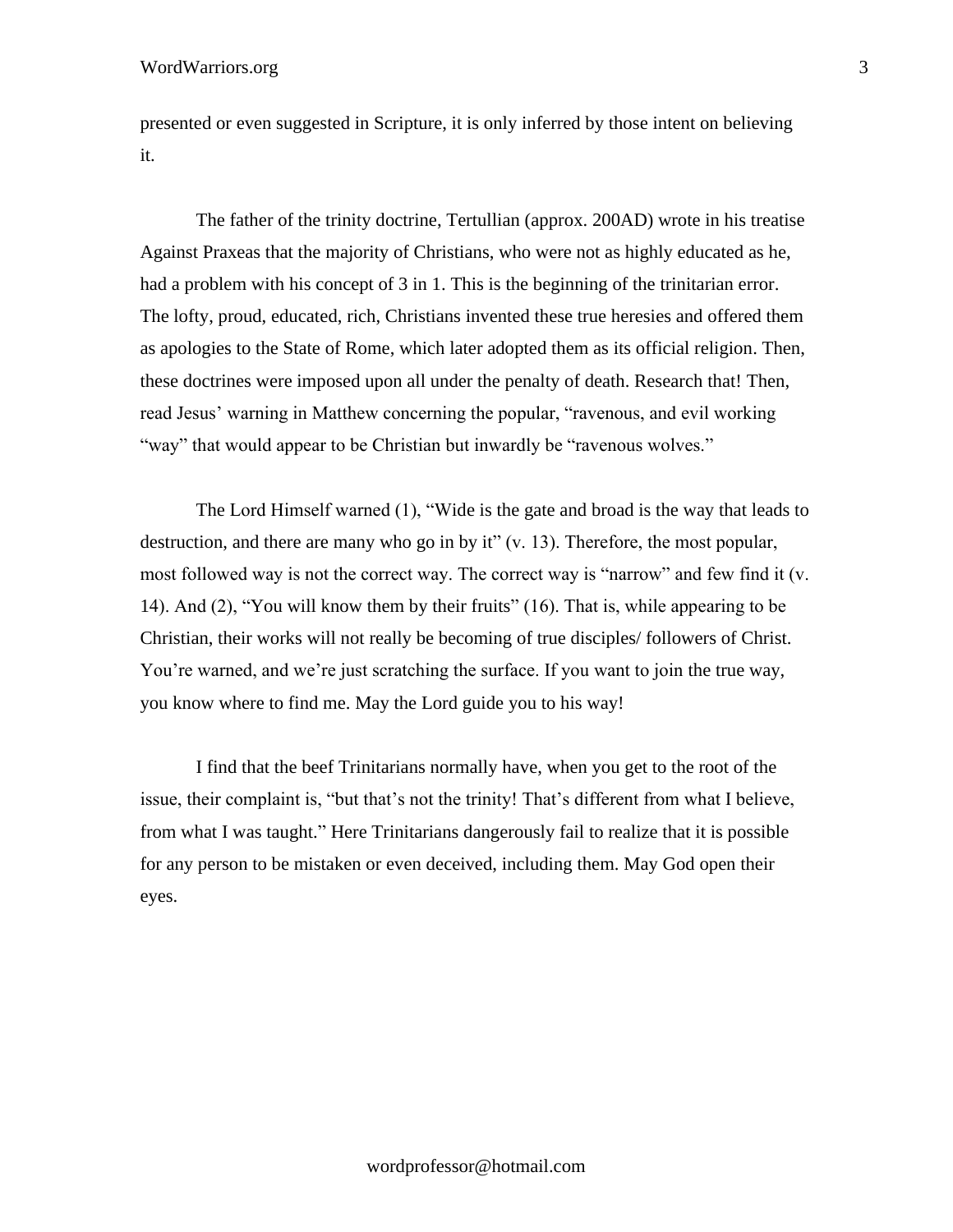presented or even suggested in Scripture, it is only inferred by those intent on believing it.

The father of the trinity doctrine, Tertullian (approx. 200AD) wrote in his treatise Against Praxeas that the majority of Christians, who were not as highly educated as he, had a problem with his concept of 3 in 1. This is the beginning of the trinitarian error. The lofty, proud, educated, rich, Christians invented these true heresies and offered them as apologies to the State of Rome, which later adopted them as its official religion. Then, these doctrines were imposed upon all under the penalty of death. Research that! Then, read Jesus' warning in Matthew concerning the popular, "ravenous, and evil working "way" that would appear to be Christian but inwardly be "ravenous wolves."

The Lord Himself warned (1), "Wide is the gate and broad is the way that leads to destruction, and there are many who go in by it" (v. 13). Therefore, the most popular, most followed way is not the correct way. The correct way is "narrow" and few find it (v. 14). And (2), "You will know them by their fruits" (16). That is, while appearing to be Christian, their works will not really be becoming of true disciples/ followers of Christ. You're warned, and we're just scratching the surface. If you want to join the true way, you know where to find me. May the Lord guide you to his way!

I find that the beef Trinitarians normally have, when you get to the root of the issue, their complaint is, "but that's not the trinity! That's different from what I believe, from what I was taught." Here Trinitarians dangerously fail to realize that it is possible for any person to be mistaken or even deceived, including them. May God open their eyes.